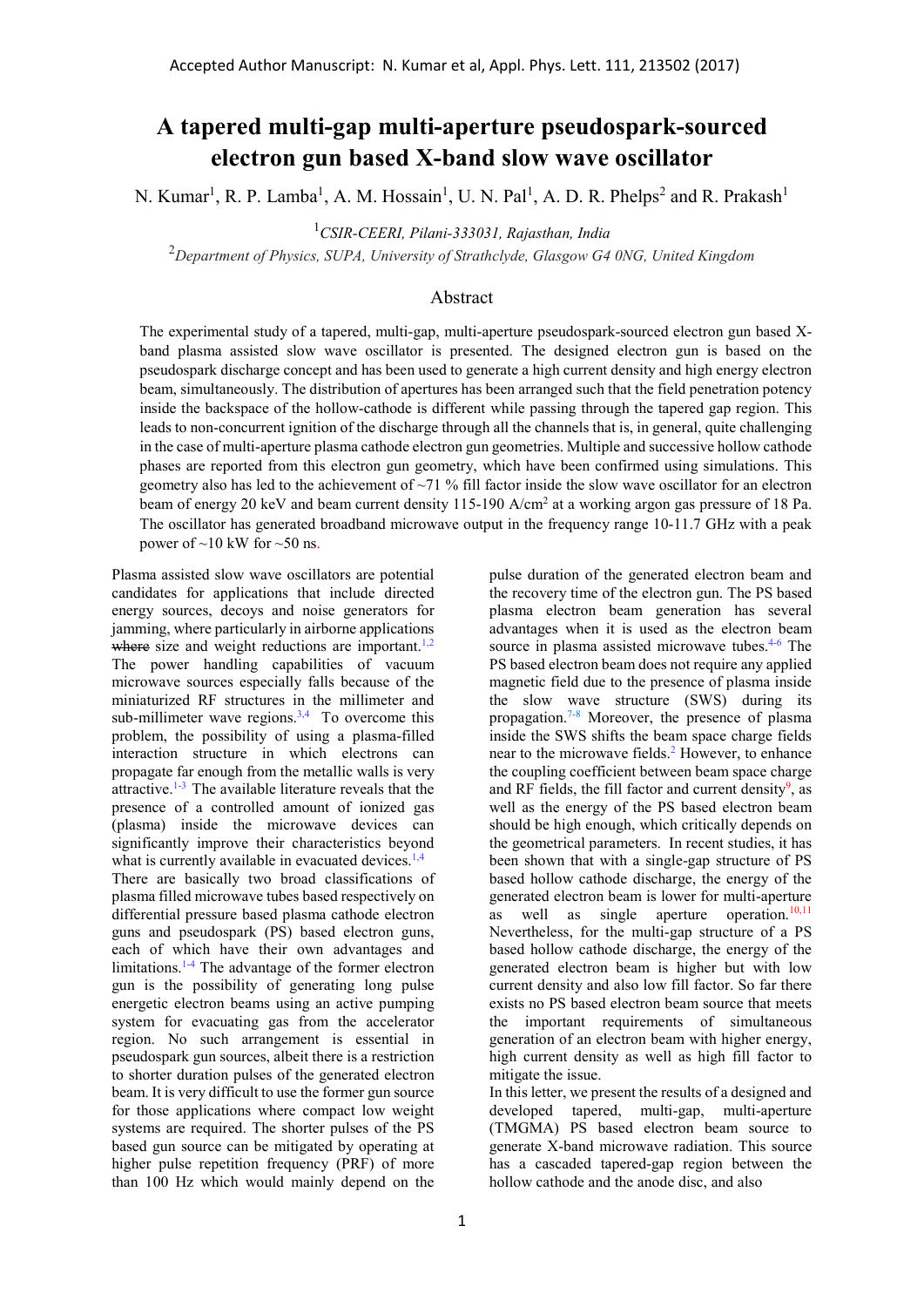# A tapered multi-gap multi-aperture pseudospark-sourced electron gun based X-band slow wave oscillator

N. Kumar[1], R. P. Lamba[1], A. M. Hossain[1], U. N. Pal[1], A. D. R. Phelps[2] and R. Prakash[1]

[1]*CSIR-CEERI, Pilani-333031, Rajasthan, India*

[2]*Department of Physics, SUPA, University of Strathclyde, Glasgow G4 0NG, United Kingdom*

## Abstract

The experimental study of a tapered, multi-gap, multi-aperture pseudospark-sourced electron gun based X-band plasma assisted slow wave oscillator is presented. The designed electron gun is based on the pseudospark discharge concept and has been used to generate a high current density and high energy electron beam, simultaneously. The distribution of apertures has been arranged such that the field penetration potency inside the backspace of the hollow-cathode is different while passing through the tapered gap region. This leads to non-concurrent ignition of the discharge through all the channels that is, in general, quite challenging in the case of multi-aperture plasma cathode electron gun geometries. Multiple and successive hollow cathode phases are reported from this electron gun geometry, which have been confirmed using simulations. This geometry also has led to the achievement of ~71 % fill factor inside the slow wave oscillator for an electron beam of energy 20 keV and beam current density 115-190 A/cm$^2$ at a working argon gas pressure of 18 Pa. The oscillator has generated broadband microwave output in the frequency range 10-11.7 GHz with a peak power of ~10 kW for ~50 ns.

Plasma assisted slow wave oscillators are potential candidates for applications that include directed energy sources, decoys and noise generators for jamming, where particularly in airborne applications ~~where~~ size and weight reductions are important.[1,2] The power handling capabilities of vacuum microwave sources especially falls because of the miniaturized RF structures in the millimeter and sub-millimeter wave regions.[3,4] To overcome this problem, the possibility of using a plasma-filled interaction structure in which electrons can propagate far enough from the metallic walls is very attractive.[1-3] The available literature reveals that the presence of a controlled amount of ionized gas (plasma) inside the microwave devices can significantly improve their characteristics beyond what is currently available in evacuated devices.[1,4] There are basically two broad classifications of plasma filled microwave tubes based respectively on differential pressure based plasma cathode electron guns and pseudospark (PS) based electron guns, each of which have their own advantages and limitations.[1-4] The advantage of the former electron gun is the possibility of generating long pulse energetic electron beams using an active pumping system for evacuating gas from the accelerator region. No such arrangement is essential in pseudospark gun sources, albeit there is a restriction to shorter duration pulses of the generated electron beam. It is very difficult to use the former gun source for those applications where compact low weight systems are required. The shorter pulses of the PS based gun source can be mitigated by operating at higher pulse repetition frequency (PRF) of more than 100 Hz which would mainly depend on the pulse duration of the generated electron beam and the recovery time of the electron gun. The PS based plasma electron beam generation has several advantages when it is used as the electron beam source in plasma assisted microwave tubes.[4-6] The PS based electron beam does not require any applied magnetic field due to the presence of plasma inside the slow wave structure (SWS) during its propagation.[7-8] Moreover, the presence of plasma inside the SWS shifts the beam space charge fields near to the microwave fields.[2] However, to enhance the coupling coefficient between beam space charge and RF fields, the fill factor and current density[9], as well as the energy of the PS based electron beam should be high enough, which critically depends on the geometrical parameters. In recent studies, it has been shown that with a single-gap structure of PS based hollow cathode discharge, the energy of the generated electron beam is lower for multi-aperture as well as single aperture operation.[10,11] Nevertheless, for the multi-gap structure of a PS based hollow cathode discharge, the energy of the generated electron beam is higher but with low current density and also low fill factor. So far there exists no PS based electron beam source that meets the important requirements of simultaneous generation of an electron beam with higher energy, high current density as well as high fill factor to mitigate the issue.

In this letter, we present the results of a designed and developed tapered, multi-gap, multi-aperture (TMGMA) PS based electron beam source to generate X-band microwave radiation. This source has a cascaded tapered-gap region between the hollow cathode and the anode disc, and also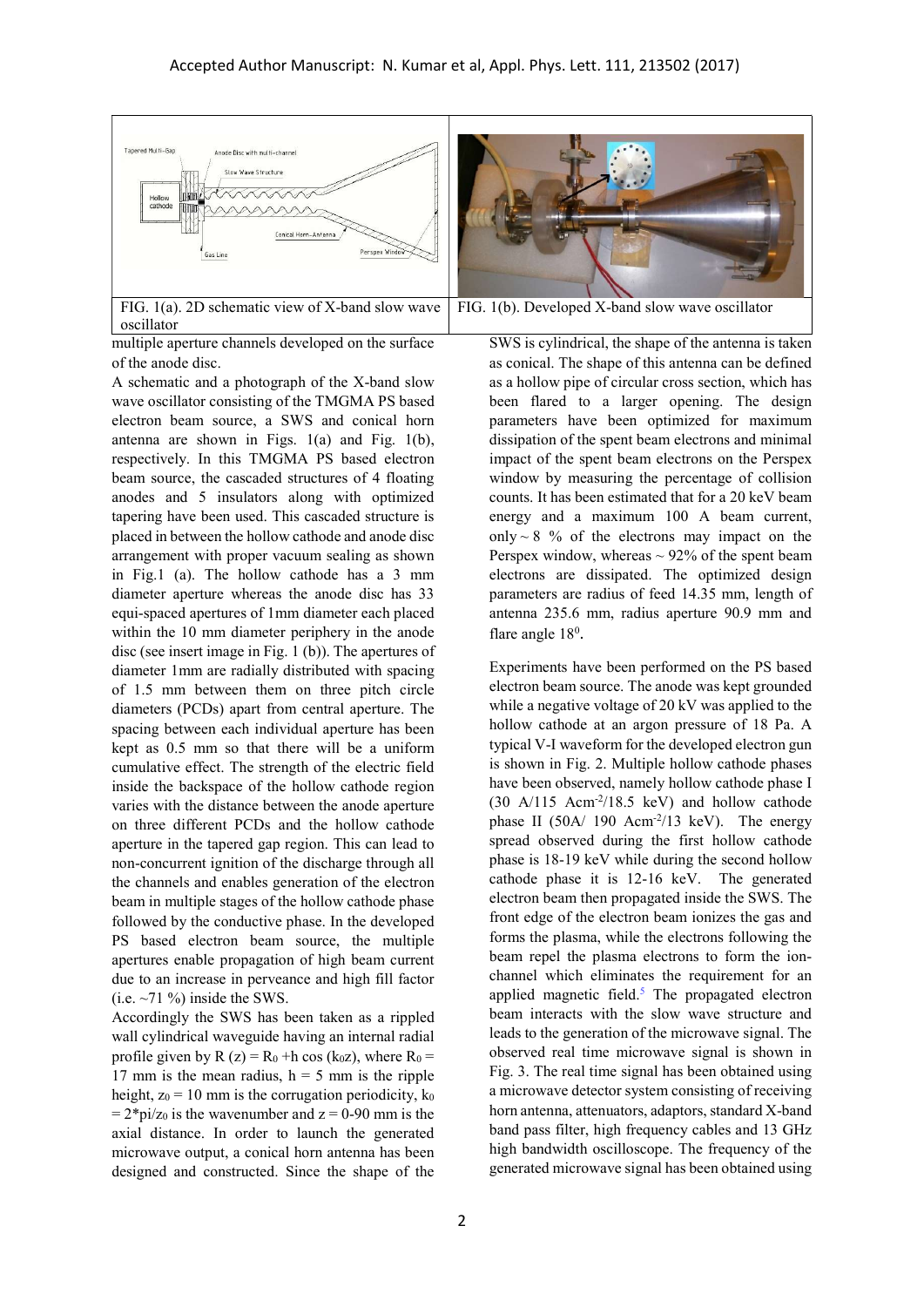FIG. 1(a). 2D schematic view of X-band slow wave oscillator

FIG. 1(b). Developed X-band slow wave oscillator

multiple aperture channels developed on the surface of the anode disc.

A schematic and a photograph of the X-band slow wave oscillator consisting of the TMGMA PS based electron beam source, a SWS and conical horn antenna are shown in Figs. 1(a) and Fig. 1(b), respectively. In this TMGMA PS based electron beam source, the cascaded structures of 4 floating anodes and 5 insulators along with optimized tapering have been used. This cascaded structure is placed in between the hollow cathode and anode disc arrangement with proper vacuum sealing as shown in Fig.1 (a). The hollow cathode has a 3 mm diameter aperture whereas the anode disc has 33 equi-spaced apertures of 1mm diameter each placed within the 10 mm diameter periphery in the anode disc (see insert image in Fig. 1 (b)). The apertures of diameter 1mm are radially distributed with spacing of 1.5 mm between them on three pitch circle diameters (PCDs) apart from central aperture. The spacing between each individual aperture has been kept as 0.5 mm so that there will be a uniform cumulative effect. The strength of the electric field inside the backspace of the hollow cathode region varies with the distance between the anode aperture on three different PCDs and the hollow cathode aperture in the tapered gap region. This can lead to non-concurrent ignition of the discharge through all the channels and enables generation of the electron beam in multiple stages of the hollow cathode phase followed by the conductive phase. In the developed PS based electron beam source, the multiple apertures enable propagation of high beam current due to an increase in perveance and high fill factor (i.e. ~71 %) inside the SWS.

Accordingly the SWS has been taken as a rippled wall cylindrical waveguide having an internal radial profile given by $R(z) = R_0 + h\cos(k_0 z)$, where $R_0 = 17$ mm is the mean radius, $h = 5$ mm is the ripple height, $z_0 = 10$ mm is the corrugation periodicity, $k_0 = 2*pi/z_0$ is the wavenumber and $z = 0$-$90$ mm is the axial distance. In order to launch the generated microwave output, a conical horn antenna has been designed and constructed. Since the shape of the SWS is cylindrical, the shape of the antenna is taken as conical. The shape of this antenna can be defined as a hollow pipe of circular cross section, which has been flared to a larger opening. The design parameters have been optimized for maximum dissipation of the spent beam electrons and minimal impact of the spent beam electrons on the Perspex window by measuring the percentage of collision counts. It has been estimated that for a 20 keV beam energy and a maximum 100 A beam current, only ~ 8 % of the electrons may impact on the Perspex window, whereas ~ 92% of the spent beam electrons are dissipated. The optimized design parameters are radius of feed 14.35 mm, length of antenna 235.6 mm, radius aperture 90.9 mm and flare angle $18^0$.

Experiments have been performed on the PS based electron beam source. The anode was kept grounded while a negative voltage of 20 kV was applied to the hollow cathode at an argon pressure of 18 Pa. A typical V-I waveform for the developed electron gun is shown in Fig. 2. Multiple hollow cathode phases have been observed, namely hollow cathode phase I (30 A/115 $Acm^{-2}$/18.5 keV) and hollow cathode phase II (50A/ 190 $Acm^{-2}$/13 keV). The energy spread observed during the first hollow cathode phase is 18-19 keV while during the second hollow cathode phase it is 12-16 keV. The generated electron beam then propagated inside the SWS. The front edge of the electron beam ionizes the gas and forms the plasma, while the electrons following the beam repel the plasma electrons to form the ion-channel which eliminates the requirement for an applied magnetic field.[5] The propagated electron beam interacts with the slow wave structure and leads to the generation of the microwave signal. The observed real time microwave signal is shown in Fig. 3. The real time signal has been obtained using a microwave detector system consisting of receiving horn antenna, attenuators, adaptors, standard X-band band pass filter, high frequency cables and 13 GHz high bandwidth oscilloscope. The frequency of the generated microwave signal has been obtained using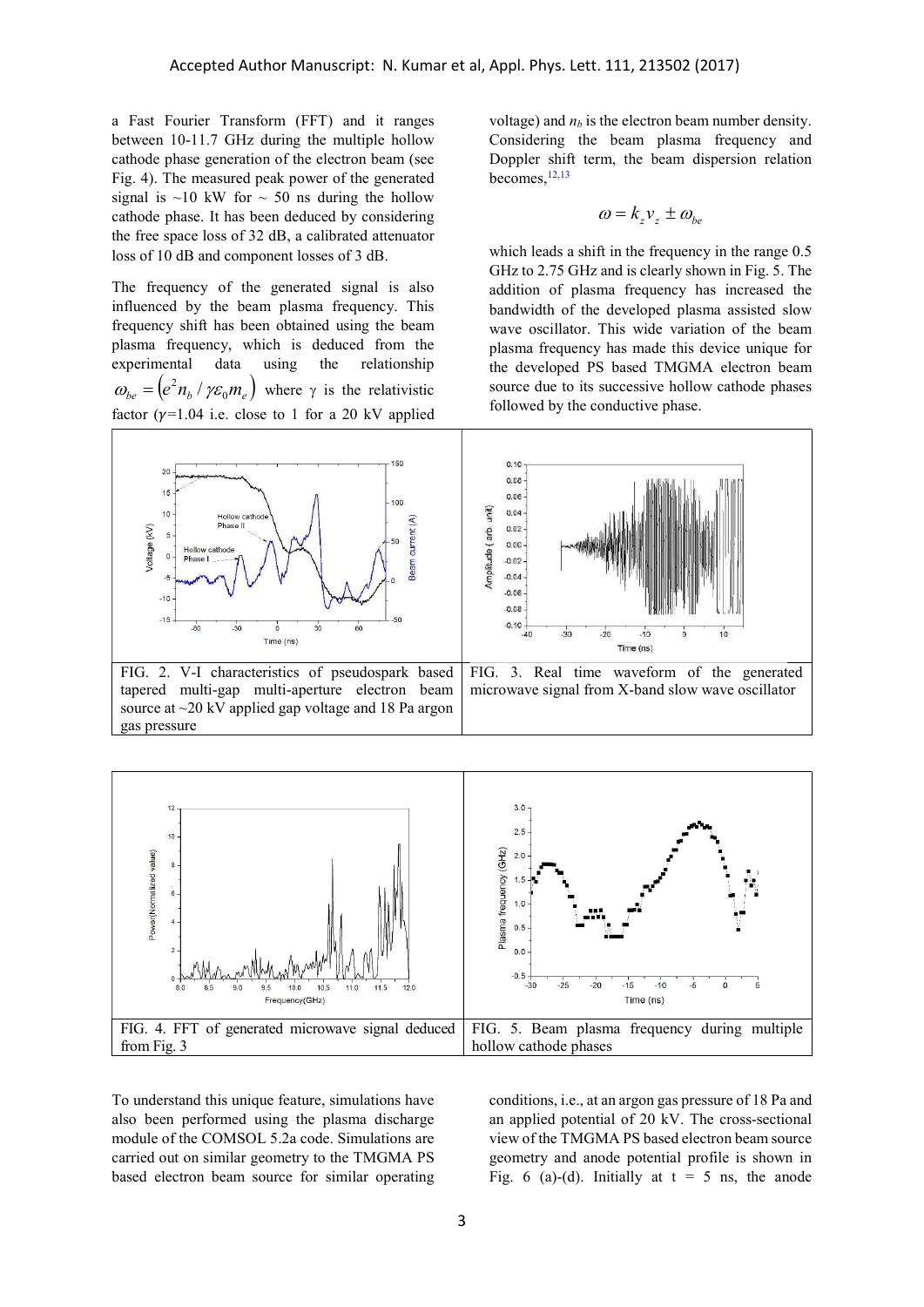a Fast Fourier Transform (FFT) and it ranges between 10-11.7 GHz during the multiple hollow cathode phase generation of the electron beam (see Fig. 4). The measured peak power of the generated signal is ~10 kW for ~ 50 ns during the hollow cathode phase. It has been deduced by considering the free space loss of 32 dB, a calibrated attenuator loss of 10 dB and component losses of 3 dB.

The frequency of the generated signal is also influenced by the beam plasma frequency. This frequency shift has been obtained using the beam plasma frequency, which is deduced from the experimental data using the relationship $\omega_{be} = \left(e^2 n_b / \gamma \varepsilon_0 m_e\right)$ where γ is the relativistic factor ($\gamma$=1.04 i.e. close to 1 for a 20 kV applied voltage) and $n_b$ is the electron beam number density. Considering the beam plasma frequency and Doppler shift term, the beam dispersion relation becomes,[12,13]

$$\omega = k_z v_z \pm \omega_{be}$$

which leads a shift in the frequency in the range 0.5 GHz to 2.75 GHz and is clearly shown in Fig. 5. The addition of plasma frequency has increased the bandwidth of the developed plasma assisted slow wave oscillator. This wide variation of the beam plasma frequency has made this device unique for the developed PS based TMGMA electron beam source due to its successive hollow cathode phases followed by the conductive phase.

FIG. 2. V-I characteristics of pseudospark based tapered multi-gap multi-aperture electron beam source at ~20 kV applied gap voltage and 18 Pa argon gas pressure

FIG. 3. Real time waveform of the generated microwave signal from X-band slow wave oscillator

FIG. 4. FFT of generated microwave signal deduced from Fig. 3

FIG. 5. Beam plasma frequency during multiple hollow cathode phases

To understand this unique feature, simulations have also been performed using the plasma discharge module of the COMSOL 5.2a code. Simulations are carried out on similar geometry to the TMGMA PS based electron beam source for similar operating conditions, i.e., at an argon gas pressure of 18 Pa and an applied potential of 20 kV. The cross-sectional view of the TMGMA PS based electron beam source geometry and anode potential profile is shown in Fig. 6 (a)-(d). Initially at t = 5 ns, the anode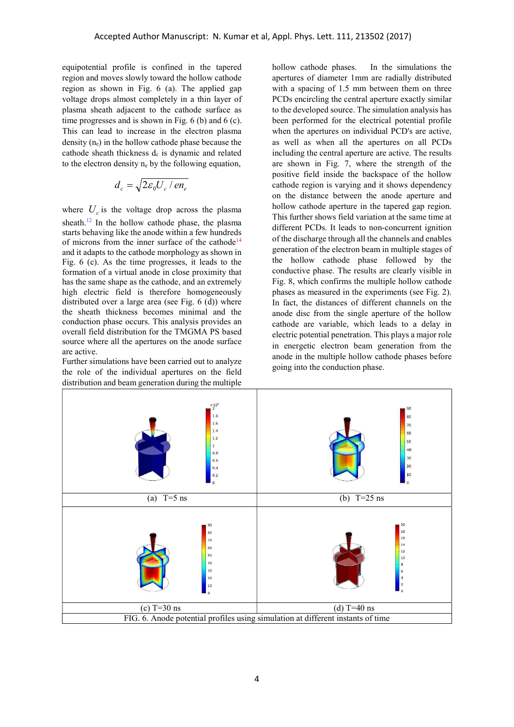equipotential profile is confined in the tapered region and moves slowly toward the hollow cathode region as shown in Fig. 6 (a). The applied gap voltage drops almost completely in a thin layer of plasma sheath adjacent to the cathode surface as time progresses and is shown in Fig. 6 (b) and 6 (c). This can lead to increase in the electron plasma density ($n_e$) in the hollow cathode phase because the cathode sheath thickness $d_c$ is dynamic and related to the electron density $n_e$ by the following equation,

$$d_c = \sqrt{2\varepsilon_0 U_c / e n_e}$$

where $U_c$ is the voltage drop across the plasma sheath.[12] In the hollow cathode phase, the plasma starts behaving like the anode within a few hundreds of microns from the inner surface of the cathode[14] and it adapts to the cathode morphology as shown in Fig. 6 (c). As the time progresses, it leads to the formation of a virtual anode in close proximity that has the same shape as the cathode, and an extremely high electric field is therefore homogeneously distributed over a large area (see Fig. 6 (d)) where the sheath thickness becomes minimal and the conduction phase occurs. This analysis provides an overall field distribution for the TMGMA PS based source where all the apertures on the anode surface are active.

Further simulations have been carried out to analyze the role of the individual apertures on the field distribution and beam generation during the multiple hollow cathode phases. In the simulations the apertures of diameter 1mm are radially distributed with a spacing of 1.5 mm between them on three PCDs encircling the central aperture exactly similar to the developed source. The simulation analysis has been performed for the electrical potential profile when the apertures on individual PCD's are active, as well as when all the apertures on all PCDs including the central aperture are active. The results are shown in Fig. 7, where the strength of the positive field inside the backspace of the hollow cathode region is varying and it shows dependency on the distance between the anode aperture and hollow cathode aperture in the tapered gap region. This further shows field variation at the same time at different PCDs. It leads to non-concurrent ignition of the discharge through all the channels and enables generation of the electron beam in multiple stages of the hollow cathode phase followed by the conductive phase. The results are clearly visible in Fig. 8, which confirms the multiple hollow cathode phases as measured in the experiments (see Fig. 2). In fact, the distances of different channels on the anode disc from the single aperture of the hollow cathode are variable, which leads to a delay in electric potential penetration. This plays a major role in energetic electron beam generation from the anode in the multiple hollow cathode phases before going into the conduction phase.

(a) T=5 ns

(b) T=25 ns

(c) T=30 ns

(d) T=40 ns

FIG. 6. Anode potential profiles using simulation at different instants of time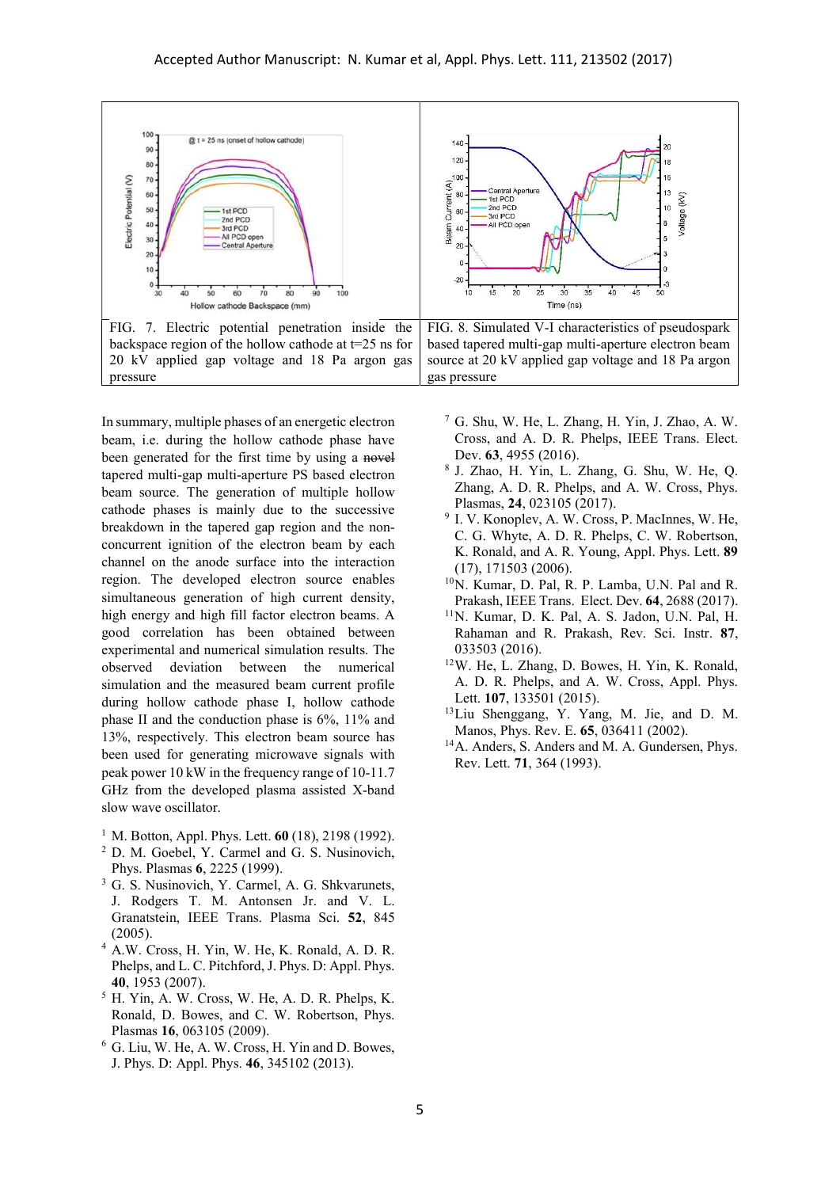@ t = 25 ns (onset of hollow cathode)

Electric Potential (V)

Hollow cathode Backspace (mm)

1st PCD
2nd PCD
3rd PCD
All PCD open
Central Aperture

FIG. 7. Electric potential penetration inside the backspace region of the hollow cathode at t=25 ns for 20 kV applied gap voltage and 18 Pa argon gas pressure

Beam Current (A)

Voltage (kV)

Time (ns)

Central Aperture
1st PCD
2nd PCD
3rd PCD
All PCD open

FIG. 8. Simulated V-I characteristics of pseudospark based tapered multi-gap multi-aperture electron beam source at 20 kV applied gap voltage and 18 Pa argon gas pressure

In summary, multiple phases of an energetic electron beam, i.e. during the hollow cathode phase have been generated for the first time by using a ~~novel~~ tapered multi-gap multi-aperture PS based electron beam source. The generation of multiple hollow cathode phases is mainly due to the successive breakdown in the tapered gap region and the non-concurrent ignition of the electron beam by each channel on the anode surface into the interaction region. The developed electron source enables simultaneous generation of high current density, high energy and high fill factor electron beams. A good correlation has been obtained between experimental and numerical simulation results. The observed deviation between the numerical simulation and the measured beam current profile during hollow cathode phase I, hollow cathode phase II and the conduction phase is 6%, 11% and 13%, respectively. This electron beam source has been used for generating microwave signals with peak power 10 kW in the frequency range of 10-11.7 GHz from the developed plasma assisted X-band slow wave oscillator.

[1] M. Botton, Appl. Phys. Lett. **60** (18), 2198 (1992).
[2] D. M. Goebel, Y. Carmel and G. S. Nusinovich, Phys. Plasmas **6**, 2225 (1999).
[3] G. S. Nusinovich, Y. Carmel, A. G. Shkvarunets, J. Rodgers T. M. Antonsen Jr. and V. L. Granatstein, IEEE Trans. Plasma Sci. **52**, 845 (2005).
[4] A.W. Cross, H. Yin, W. He, K. Ronald, A. D. R. Phelps, and L. C. Pitchford, J. Phys. D: Appl. Phys. **40**, 1953 (2007).
[5] H. Yin, A. W. Cross, W. He, A. D. R. Phelps, K. Ronald, D. Bowes, and C. W. Robertson, Phys. Plasmas **16**, 063105 (2009).
[6] G. Liu, W. He, A. W. Cross, H. Yin and D. Bowes, J. Phys. D: Appl. Phys. **46**, 345102 (2013).
[7] G. Shu, W. He, L. Zhang, H. Yin, J. Zhao, A. W. Cross, and A. D. R. Phelps, IEEE Trans. Elect. Dev. **63**, 4955 (2016).
[8] J. Zhao, H. Yin, L. Zhang, G. Shu, W. He, Q. Zhang, A. D. R. Phelps, and A. W. Cross, Phys. Plasmas, **24**, 023105 (2017).
[9] I. V. Konoplev, A. W. Cross, P. MacInnes, W. He, C. G. Whyte, A. D. R. Phelps, C. W. Robertson, K. Ronald, and A. R. Young, Appl. Phys. Lett. **89** (17), 171503 (2006).
[10] N. Kumar, D. Pal, R. P. Lamba, U.N. Pal and R. Prakash, IEEE Trans. Elect. Dev. **64**, 2688 (2017).
[11] N. Kumar, D. K. Pal, A. S. Jadon, U.N. Pal, H. Rahaman and R. Prakash, Rev. Sci. Instr. **87**, 033503 (2016).
[12] W. He, L. Zhang, D. Bowes, H. Yin, K. Ronald, A. D. R. Phelps, and A. W. Cross, Appl. Phys. Lett. **107**, 133501 (2015).
[13] Liu Shenggang, Y. Yang, M. Jie, and D. M. Manos, Phys. Rev. E. **65**, 036411 (2002).
[14] A. Anders, S. Anders and M. A. Gundersen, Phys. Rev. Lett. **71**, 364 (1993).